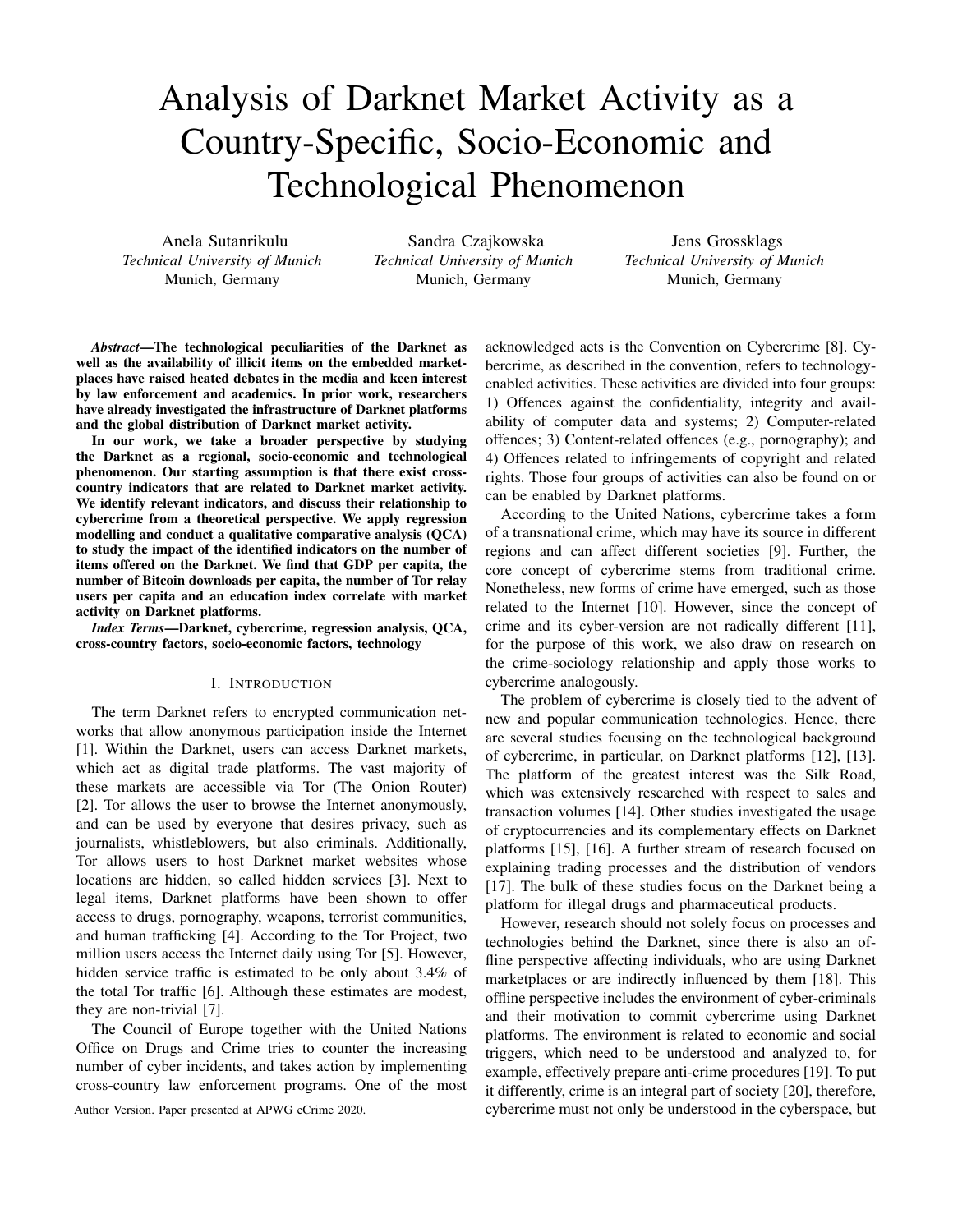# Analysis of Darknet Market Activity as a Country-Specific, Socio-Economic and Technological Phenomenon

Anela Sutanrikulu
*Technical University of Munich*
Munich, Germany

Sandra Czajkowska
*Technical University of Munich*
Munich, Germany

Jens Grossklags
*Technical University of Munich*
Munich, Germany

***Abstract*—The technological peculiarities of the Darknet as well as the availability of illicit items on the embedded marketplaces have raised heated debates in the media and keen interest by law enforcement and academics. In prior work, researchers have already investigated the infrastructure of Darknet platforms and the global distribution of Darknet market activity.**

**In our work, we take a broader perspective by studying the Darknet as a regional, socio-economic and technological phenomenon. Our starting assumption is that there exist cross-country indicators that are related to Darknet market activity. We identify relevant indicators, and discuss their relationship to cybercrime from a theoretical perspective. We apply regression modelling and conduct a qualitative comparative analysis (QCA) to study the impact of the identified indicators on the number of items offered on the Darknet. We find that GDP per capita, the number of Bitcoin downloads per capita, the number of Tor relay users per capita and an education index correlate with market activity on Darknet platforms.**

***Index Terms*—Darknet, cybercrime, regression analysis, QCA, cross-country factors, socio-economic factors, technology**

## I. Introduction

The term Darknet refers to encrypted communication networks that allow anonymous participation inside the Internet [1]. Within the Darknet, users can access Darknet markets, which act as digital trade platforms. The vast majority of these markets are accessible via Tor (The Onion Router) [2]. Tor allows the user to browse the Internet anonymously, and can be used by everyone that desires privacy, such as journalists, whistleblowers, but also criminals. Additionally, Tor allows users to host Darknet market websites whose locations are hidden, so called hidden services [3]. Next to legal items, Darknet platforms have been shown to offer access to drugs, pornography, weapons, terrorist communities, and human trafficking [4]. According to the Tor Project, two million users access the Internet daily using Tor [5]. However, hidden service traffic is estimated to be only about 3.4% of the total Tor traffic [6]. Although these estimates are modest, they are non-trivial [7].

The Council of Europe together with the United Nations Office on Drugs and Crime tries to counter the increasing number of cyber incidents, and takes action by implementing cross-country law enforcement programs. One of the most acknowledged acts is the Convention on Cybercrime [8]. Cybercrime, as described in the convention, refers to technology-enabled activities. These activities are divided into four groups: 1) Offences against the confidentiality, integrity and availability of computer data and systems; 2) Computer-related offences; 3) Content-related offences (e.g., pornography); and 4) Offences related to infringements of copyright and related rights. Those four groups of activities can also be found on or can be enabled by Darknet platforms.

According to the United Nations, cybercrime takes a form of a transnational crime, which may have its source in different regions and can affect different societies [9]. Further, the core concept of cybercrime stems from traditional crime. Nonetheless, new forms of crime have emerged, such as those related to the Internet [10]. However, since the concept of crime and its cyber-version are not radically different [11], for the purpose of this work, we also draw on research on the crime-sociology relationship and apply those works to cybercrime analogously.

The problem of cybercrime is closely tied to the advent of new and popular communication technologies. Hence, there are several studies focusing on the technological background of cybercrime, in particular, on Darknet platforms [12], [13]. The platform of the greatest interest was the Silk Road, which was extensively researched with respect to sales and transaction volumes [14]. Other studies investigated the usage of cryptocurrencies and its complementary effects on Darknet platforms [15], [16]. A further stream of research focused on explaining trading processes and the distribution of vendors [17]. The bulk of these studies focus on the Darknet being a platform for illegal drugs and pharmaceutical products.

However, research should not solely focus on processes and technologies behind the Darknet, since there is also an offline perspective affecting individuals, who are using Darknet marketplaces or are indirectly influenced by them [18]. This offline perspective includes the environment of cyber-criminals and their motivation to commit cybercrime using Darknet platforms. The environment is related to economic and social triggers, which need to be understood and analyzed to, for example, effectively prepare anti-crime procedures [19]. To put it differently, crime is an integral part of society [20], therefore, cybercrime must not only be understood in the cyberspace, but

Author Version. Paper presented at APWG eCrime 2020.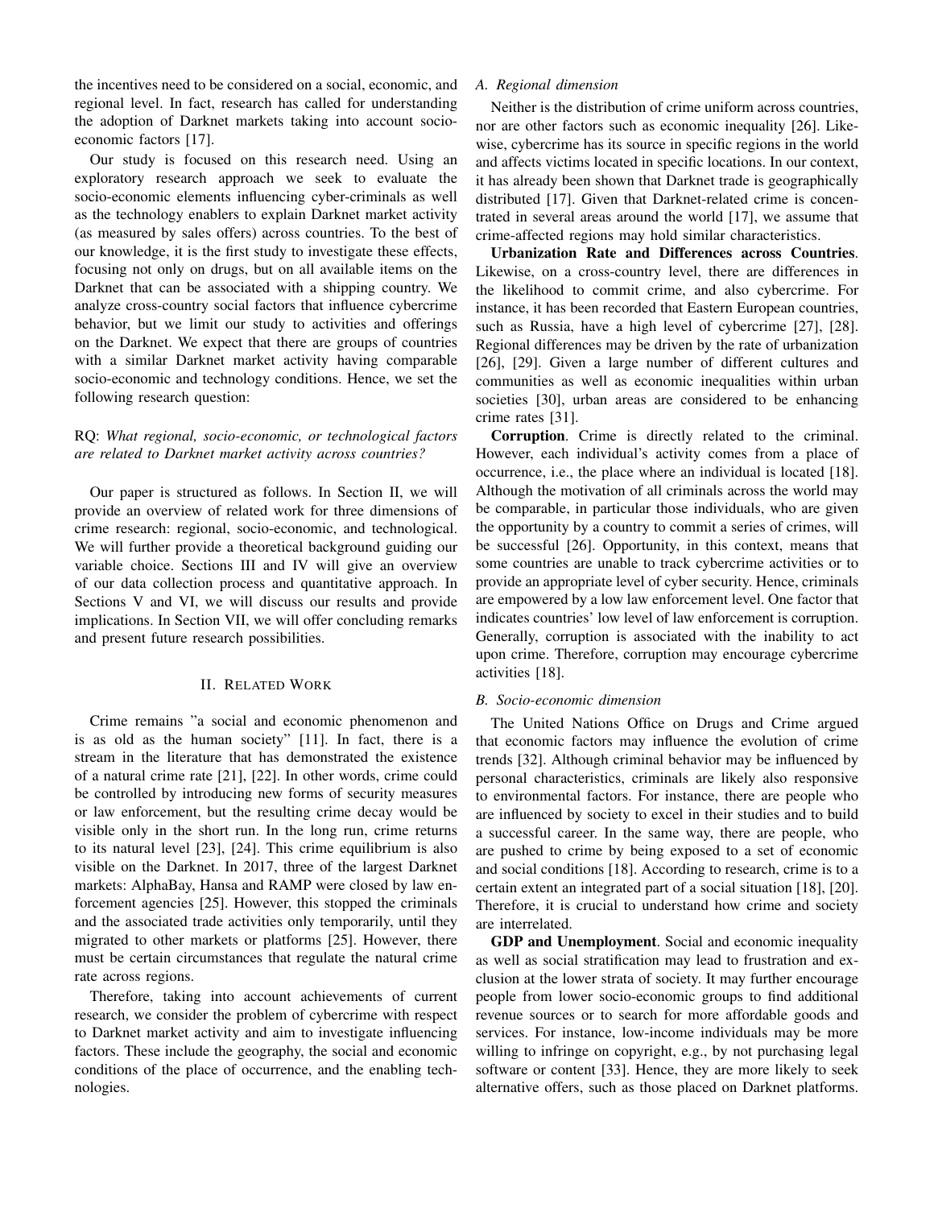the incentives need to be considered on a social, economic, and regional level. In fact, research has called for understanding the adoption of Darknet markets taking into account socio-economic factors [17].

Our study is focused on this research need. Using an exploratory research approach we seek to evaluate the socio-economic elements influencing cyber-criminals as well as the technology enablers to explain Darknet market activity (as measured by sales offers) across countries. To the best of our knowledge, it is the first study to investigate these effects, focusing not only on drugs, but on all available items on the Darknet that can be associated with a shipping country. We analyze cross-country social factors that influence cybercrime behavior, but we limit our study to activities and offerings on the Darknet. We expect that there are groups of countries with a similar Darknet market activity having comparable socio-economic and technology conditions. Hence, we set the following research question:

RQ: *What regional, socio-economic, or technological factors are related to Darknet market activity across countries?*

Our paper is structured as follows. In Section II, we will provide an overview of related work for three dimensions of crime research: regional, socio-economic, and technological. We will further provide a theoretical background guiding our variable choice. Sections III and IV will give an overview of our data collection process and quantitative approach. In Sections V and VI, we will discuss our results and provide implications. In Section VII, we will offer concluding remarks and present future research possibilities.

## II. Related Work

Crime remains "a social and economic phenomenon and is as old as the human society" [11]. In fact, there is a stream in the literature that has demonstrated the existence of a natural crime rate [21], [22]. In other words, crime could be controlled by introducing new forms of security measures or law enforcement, but the resulting crime decay would be visible only in the short run. In the long run, crime returns to its natural level [23], [24]. This crime equilibrium is also visible on the Darknet. In 2017, three of the largest Darknet markets: AlphaBay, Hansa and RAMP were closed by law enforcement agencies [25]. However, this stopped the criminals and the associated trade activities only temporarily, until they migrated to other markets or platforms [25]. However, there must be certain circumstances that regulate the natural crime rate across regions.

Therefore, taking into account achievements of current research, we consider the problem of cybercrime with respect to Darknet market activity and aim to investigate influencing factors. These include the geography, the social and economic conditions of the place of occurrence, and the enabling technologies.

### *A. Regional dimension*

Neither is the distribution of crime uniform across countries, nor are other factors such as economic inequality [26]. Likewise, cybercrime has its source in specific regions in the world and affects victims located in specific locations. In our context, it has already been shown that Darknet trade is geographically distributed [17]. Given that Darknet-related crime is concentrated in several areas around the world [17], we assume that crime-affected regions may hold similar characteristics.

**Urbanization Rate and Differences across Countries**. Likewise, on a cross-country level, there are differences in the likelihood to commit crime, and also cybercrime. For instance, it has been recorded that Eastern European countries, such as Russia, have a high level of cybercrime [27], [28]. Regional differences may be driven by the rate of urbanization [26], [29]. Given a large number of different cultures and communities as well as economic inequalities within urban societies [30], urban areas are considered to be enhancing crime rates [31].

**Corruption**. Crime is directly related to the criminal. However, each individual's activity comes from a place of occurrence, i.e., the place where an individual is located [18]. Although the motivation of all criminals across the world may be comparable, in particular those individuals, who are given the opportunity by a country to commit a series of crimes, will be successful [26]. Opportunity, in this context, means that some countries are unable to track cybercrime activities or to provide an appropriate level of cyber security. Hence, criminals are empowered by a low law enforcement level. One factor that indicates countries' low level of law enforcement is corruption. Generally, corruption is associated with the inability to act upon crime. Therefore, corruption may encourage cybercrime activities [18].

### *B. Socio-economic dimension*

The United Nations Office on Drugs and Crime argued that economic factors may influence the evolution of crime trends [32]. Although criminal behavior may be influenced by personal characteristics, criminals are likely also responsive to environmental factors. For instance, there are people who are influenced by society to excel in their studies and to build a successful career. In the same way, there are people, who are pushed to crime by being exposed to a set of economic and social conditions [18]. According to research, crime is to a certain extent an integrated part of a social situation [18], [20]. Therefore, it is crucial to understand how crime and society are interrelated.

**GDP and Unemployment**. Social and economic inequality as well as social stratification may lead to frustration and exclusion at the lower strata of society. It may further encourage people from lower socio-economic groups to find additional revenue sources or to search for more affordable goods and services. For instance, low-income individuals may be more willing to infringe on copyright, e.g., by not purchasing legal software or content [33]. Hence, they are more likely to seek alternative offers, such as those placed on Darknet platforms.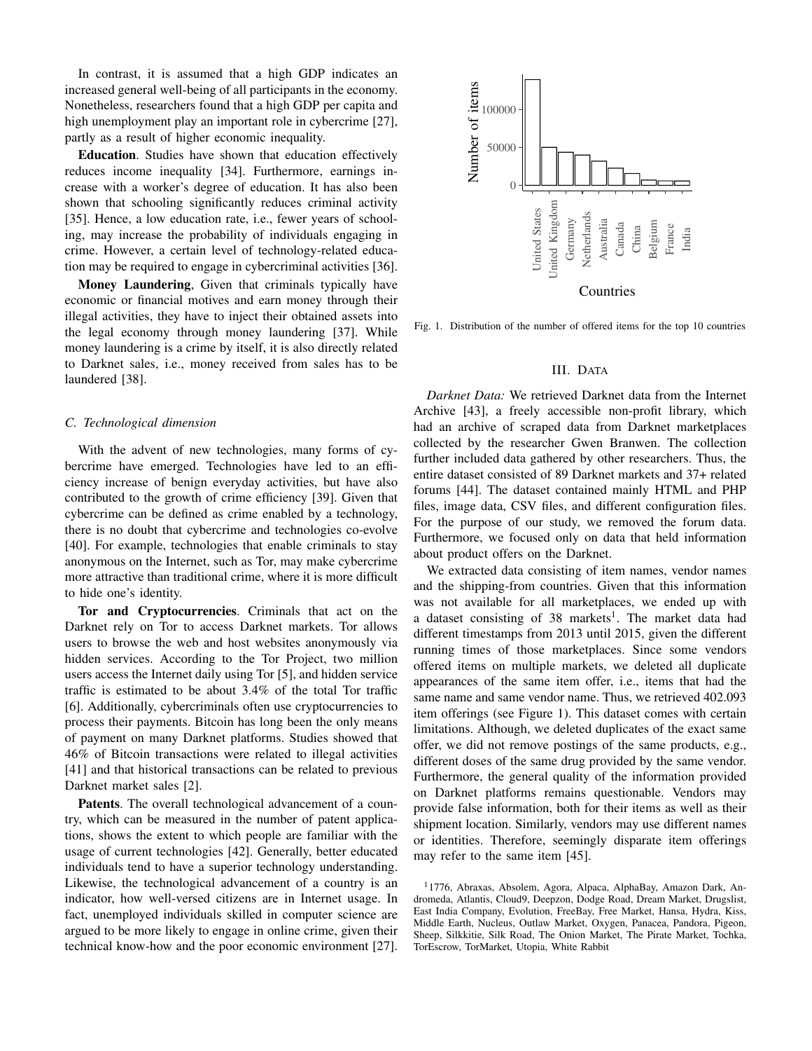In contrast, it is assumed that a high GDP indicates an increased general well-being of all participants in the economy. Nonetheless, researchers found that a high GDP per capita and high unemployment play an important role in cybercrime [27], partly as a result of higher economic inequality.

**Education**. Studies have shown that education effectively reduces income inequality [34]. Furthermore, earnings increase with a worker's degree of education. It has also been shown that schooling significantly reduces criminal activity [35]. Hence, a low education rate, i.e., fewer years of schooling, may increase the probability of individuals engaging in crime. However, a certain level of technology-related education may be required to engage in cybercriminal activities [36].

**Money Laundering**, Given that criminals typically have economic or financial motives and earn money through their illegal activities, they have to inject their obtained assets into the legal economy through money laundering [37]. While money laundering is a crime by itself, it is also directly related to Darknet sales, i.e., money received from sales has to be laundered [38].

### C. Technological dimension

With the advent of new technologies, many forms of cybercrime have emerged. Technologies have led to an efficiency increase of benign everyday activities, but have also contributed to the growth of crime efficiency [39]. Given that cybercrime can be defined as crime enabled by a technology, there is no doubt that cybercrime and technologies co-evolve [40]. For example, technologies that enable criminals to stay anonymous on the Internet, such as Tor, may make cybercrime more attractive than traditional crime, where it is more difficult to hide one's identity.

**Tor and Cryptocurrencies**. Criminals that act on the Darknet rely on Tor to access Darknet markets. Tor allows users to browse the web and host websites anonymously via hidden services. According to the Tor Project, two million users access the Internet daily using Tor [5], and hidden service traffic is estimated to be about 3.4% of the total Tor traffic [6]. Additionally, cybercriminals often use cryptocurrencies to process their payments. Bitcoin has long been the only means of payment on many Darknet platforms. Studies showed that 46% of Bitcoin transactions were related to illegal activities [41] and that historical transactions can be related to previous Darknet market sales [2].

**Patents**. The overall technological advancement of a country, which can be measured in the number of patent applications, shows the extent to which people are familiar with the usage of current technologies [42]. Generally, better educated individuals tend to have a superior technology understanding. Likewise, the technological advancement of a country is an indicator, how well-versed citizens are in Internet usage. In fact, unemployed individuals skilled in computer science are argued to be more likely to engage in online crime, given their technical know-how and the poor economic environment [27].

Fig. 1. Distribution of the number of offered items for the top 10 countries

## III. Data

*Darknet Data:* We retrieved Darknet data from the Internet Archive [43], a freely accessible non-profit library, which had an archive of scraped data from Darknet marketplaces collected by the researcher Gwen Branwen. The collection further included data gathered by other researchers. Thus, the entire dataset consisted of 89 Darknet markets and 37+ related forums [44]. The dataset contained mainly HTML and PHP files, image data, CSV files, and different configuration files. For the purpose of our study, we removed the forum data. Furthermore, we focused only on data that held information about product offers on the Darknet.

We extracted data consisting of item names, vendor names and the shipping-from countries. Given that this information was not available for all marketplaces, we ended up with a dataset consisting of 38 markets[1]. The market data had different timestamps from 2013 until 2015, given the different running times of those marketplaces. Since some vendors offered items on multiple markets, we deleted all duplicate appearances of the same item offer, i.e., items that had the same name and same vendor name. Thus, we retrieved 402.093 item offerings (see Figure 1). This dataset comes with certain limitations. Although, we deleted duplicates of the exact same offer, we did not remove postings of the same products, e.g., different doses of the same drug provided by the same vendor. Furthermore, the general quality of the information provided on Darknet platforms remains questionable. Vendors may provide false information, both for their items as well as their shipment location. Similarly, vendors may use different names or identities. Therefore, seemingly disparate item offerings may refer to the same item [45].

[1] 1776, Abraxas, Absolem, Agora, Alpaca, AlphaBay, Amazon Dark, Andromeda, Atlantis, Cloud9, Deepzon, Dodge Road, Dream Market, Drugslist, East India Company, Evolution, FreeBay, Free Market, Hansa, Hydra, Kiss, Middle Earth, Nucleus, Outlaw Market, Oxygen, Panacea, Pandora, Pigeon, Sheep, Silkkitie, Silk Road, The Onion Market, The Pirate Market, Tochka, TorEscrow, TorMarket, Utopia, White Rabbit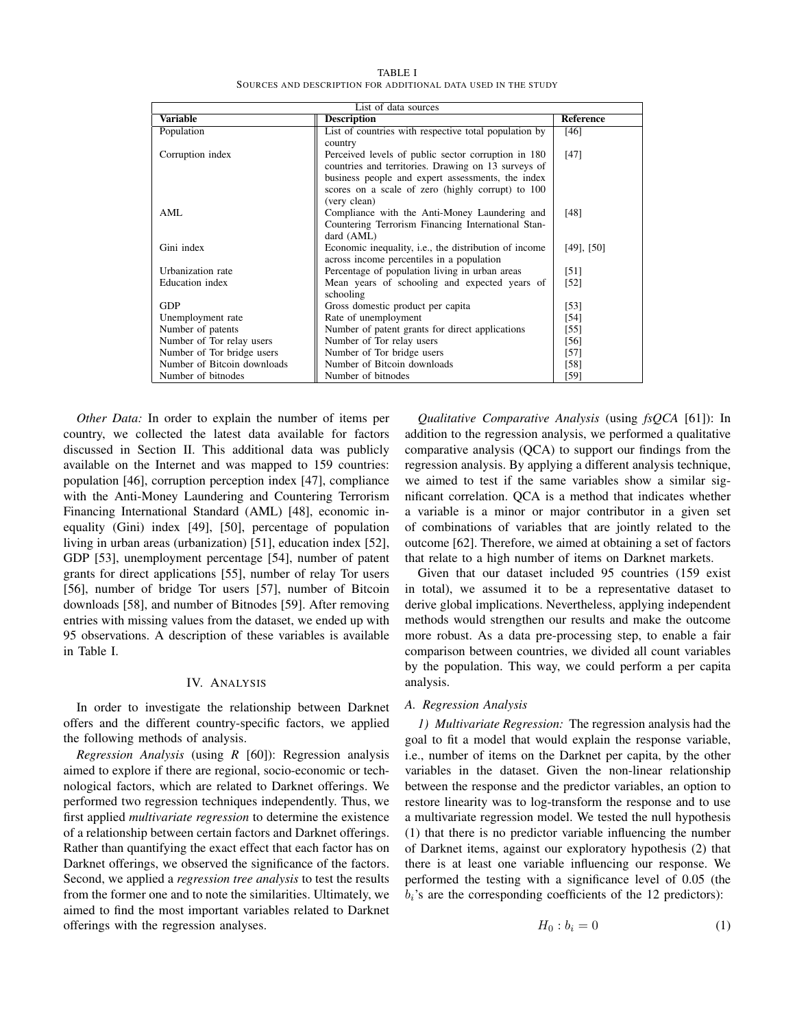TABLE I
SOURCES AND DESCRIPTION FOR ADDITIONAL DATA USED IN THE STUDY

| List of data sources | | |
|---|---|---|
| **Variable** | **Description** | **Reference** |
| Population | List of countries with respective total population by country | [46] |
| Corruption index | Perceived levels of public sector corruption in 180 countries and territories. Drawing on 13 surveys of business people and expert assessments, the index scores on a scale of zero (highly corrupt) to 100 (very clean) | [47] |
| AML | Compliance with the Anti-Money Laundering and Countering Terrorism Financing International Standard (AML) | [48] |
| Gini index | Economic inequality, i.e., the distribution of income across income percentiles in a population | [49], [50] |
| Urbanization rate | Percentage of population living in urban areas | [51] |
| Education index | Mean years of schooling and expected years of schooling | [52] |
| GDP | Gross domestic product per capita | [53] |
| Unemployment rate | Rate of unemployment | [54] |
| Number of patents | Number of patent grants for direct applications | [55] |
| Number of Tor relay users | Number of Tor relay users | [56] |
| Number of Tor bridge users | Number of Tor bridge users | [57] |
| Number of Bitcoin downloads | Number of Bitcoin downloads | [58] |
| Number of bitnodes | Number of bitnodes | [59] |

*Other Data:* In order to explain the number of items per country, we collected the latest data available for factors discussed in Section II. This additional data was publicly available on the Internet and was mapped to 159 countries: population [46], corruption perception index [47], compliance with the Anti-Money Laundering and Countering Terrorism Financing International Standard (AML) [48], economic inequality (Gini) index [49], [50], percentage of population living in urban areas (urbanization) [51], education index [52], GDP [53], unemployment percentage [54], number of patent grants for direct applications [55], number of relay Tor users [56], number of bridge Tor users [57], number of Bitcoin downloads [58], and number of Bitnodes [59]. After removing entries with missing values from the dataset, we ended up with 95 observations. A description of these variables is available in Table I.

## IV. Analysis

In order to investigate the relationship between Darknet offers and the different country-specific factors, we applied the following methods of analysis.

*Regression Analysis* (using *R* [60]): Regression analysis aimed to explore if there are regional, socio-economic or technological factors, which are related to Darknet offerings. We performed two regression techniques independently. Thus, we first applied *multivariate regression* to determine the existence of a relationship between certain factors and Darknet offerings. Rather than quantifying the exact effect that each factor has on Darknet offerings, we observed the significance of the factors. Second, we applied a *regression tree analysis* to test the results from the former one and to note the similarities. Ultimately, we aimed to find the most important variables related to Darknet offerings with the regression analyses.

*Qualitative Comparative Analysis* (using *fsQCA* [61]): In addition to the regression analysis, we performed a qualitative comparative analysis (QCA) to support our findings from the regression analysis. By applying a different analysis technique, we aimed to test if the same variables show a similar significant correlation. QCA is a method that indicates whether a variable is a minor or major contributor in a given set of combinations of variables that are jointly related to the outcome [62]. Therefore, we aimed at obtaining a set of factors that relate to a high number of items on Darknet markets.

Given that our dataset included 95 countries (159 exist in total), we assumed it to be a representative dataset to derive global implications. Nevertheless, applying independent methods would strengthen our results and make the outcome more robust. As a data pre-processing step, to enable a fair comparison between countries, we divided all count variables by the population. This way, we could perform a per capita analysis.

### A. Regression Analysis

*1) Multivariate Regression:* The regression analysis had the goal to fit a model that would explain the response variable, i.e., number of items on the Darknet per capita, by the other variables in the dataset. Given the non-linear relationship between the response and the predictor variables, an option to restore linearity was to log-transform the response and to use a multivariate regression model. We tested the null hypothesis (1) that there is no predictor variable influencing the number of Darknet items, against our exploratory hypothesis (2) that there is at least one variable influencing our response. We performed the testing with a significance level of 0.05 (the $b_i$'s are the corresponding coefficients of the 12 predictors):

$$H_0 : b_i = 0 \tag{1}$$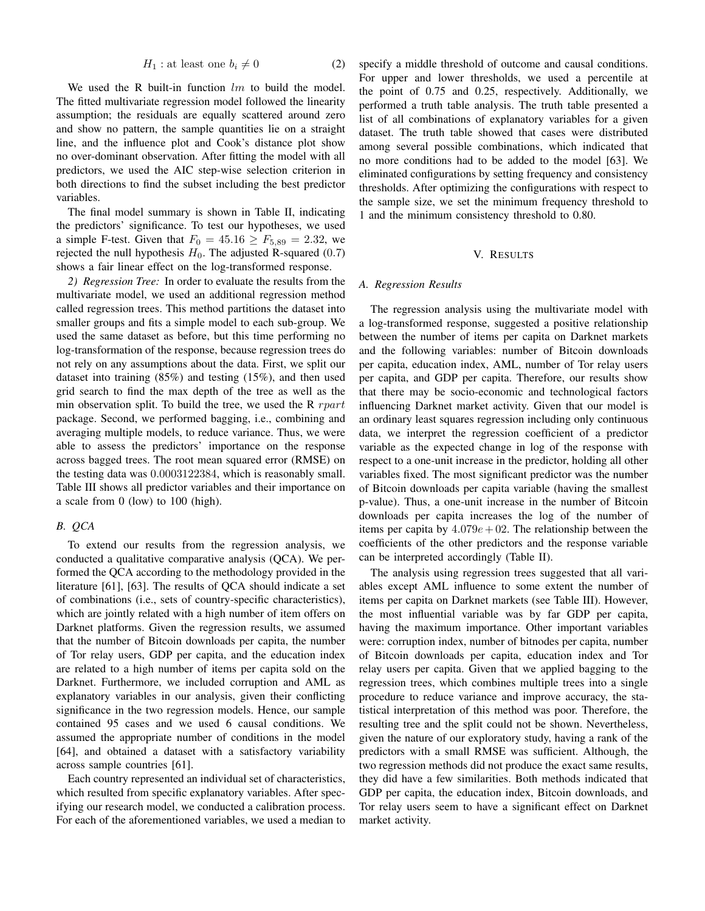$$H_1 : \text{at least one } b_i \neq 0 \tag{2}$$

We used the R built-in function $lm$ to build the model. The fitted multivariate regression model followed the linearity assumption; the residuals are equally scattered around zero and show no pattern, the sample quantities lie on a straight line, and the influence plot and Cook's distance plot show no over-dominant observation. After fitting the model with all predictors, we used the AIC step-wise selection criterion in both directions to find the subset including the best predictor variables.

The final model summary is shown in Table II, indicating the predictors' significance. To test our hypotheses, we used a simple F-test. Given that $F_0 = 45.16 \geq F_{5,89} = 2.32$, we rejected the null hypothesis $H_0$. The adjusted R-squared (0.7) shows a fair linear effect on the log-transformed response.

*2) Regression Tree:* In order to evaluate the results from the multivariate model, we used an additional regression method called regression trees. This method partitions the dataset into smaller groups and fits a simple model to each sub-group. We used the same dataset as before, but this time performing no log-transformation of the response, because regression trees do not rely on any assumptions about the data. First, we split our dataset into training (85%) and testing (15%), and then used grid search to find the max depth of the tree as well as the min observation split. To build the tree, we used the R $rpart$ package. Second, we performed bagging, i.e., combining and averaging multiple models, to reduce variance. Thus, we were able to assess the predictors' importance on the response across bagged trees. The root mean squared error (RMSE) on the testing data was $0.0003122384$, which is reasonably small. Table III shows all predictor variables and their importance on a scale from 0 (low) to 100 (high).

### B. QCA

To extend our results from the regression analysis, we conducted a qualitative comparative analysis (QCA). We performed the QCA according to the methodology provided in the literature [61], [63]. The results of QCA should indicate a set of combinations (i.e., sets of country-specific characteristics), which are jointly related with a high number of item offers on Darknet platforms. Given the regression results, we assumed that the number of Bitcoin downloads per capita, the number of Tor relay users, GDP per capita, and the education index are related to a high number of items per capita sold on the Darknet. Furthermore, we included corruption and AML as explanatory variables in our analysis, given their conflicting significance in the two regression models. Hence, our sample contained 95 cases and we used 6 causal conditions. We assumed the appropriate number of conditions in the model [64], and obtained a dataset with a satisfactory variability across sample countries [61].

Each country represented an individual set of characteristics, which resulted from specific explanatory variables. After specifying our research model, we conducted a calibration process. For each of the aforementioned variables, we used a median to specify a middle threshold of outcome and causal conditions. For upper and lower thresholds, we used a percentile at the point of 0.75 and 0.25, respectively. Additionally, we performed a truth table analysis. The truth table presented a list of all combinations of explanatory variables for a given dataset. The truth table showed that cases were distributed among several possible combinations, which indicated that no more conditions had to be added to the model [63]. We eliminated configurations by setting frequency and consistency thresholds. After optimizing the configurations with respect to the sample size, we set the minimum frequency threshold to 1 and the minimum consistency threshold to 0.80.

## V. Results

### A. Regression Results

The regression analysis using the multivariate model with a log-transformed response, suggested a positive relationship between the number of items per capita on Darknet markets and the following variables: number of Bitcoin downloads per capita, education index, AML, number of Tor relay users per capita, and GDP per capita. Therefore, our results show that there may be socio-economic and technological factors influencing Darknet market activity. Given that our model is an ordinary least squares regression including only continuous data, we interpret the regression coefficient of a predictor variable as the expected change in log of the response with respect to a one-unit increase in the predictor, holding all other variables fixed. The most significant predictor was the number of Bitcoin downloads per capita variable (having the smallest p-value). Thus, a one-unit increase in the number of Bitcoin downloads per capita increases the log of the number of items per capita by $4.079e+02$. The relationship between the coefficients of the other predictors and the response variable can be interpreted accordingly (Table II).

The analysis using regression trees suggested that all variables except AML influence to some extent the number of items per capita on Darknet markets (see Table III). However, the most influential variable was by far GDP per capita, having the maximum importance. Other important variables were: corruption index, number of bitnodes per capita, number of Bitcoin downloads per capita, education index and Tor relay users per capita. Given that we applied bagging to the regression trees, which combines multiple trees into a single procedure to reduce variance and improve accuracy, the statistical interpretation of this method was poor. Therefore, the resulting tree and the split could not be shown. Nevertheless, given the nature of our exploratory study, having a rank of the predictors with a small RMSE was sufficient. Although, the two regression methods did not produce the exact same results, they did have a few similarities. Both methods indicated that GDP per capita, the education index, Bitcoin downloads, and Tor relay users seem to have a significant effect on Darknet market activity.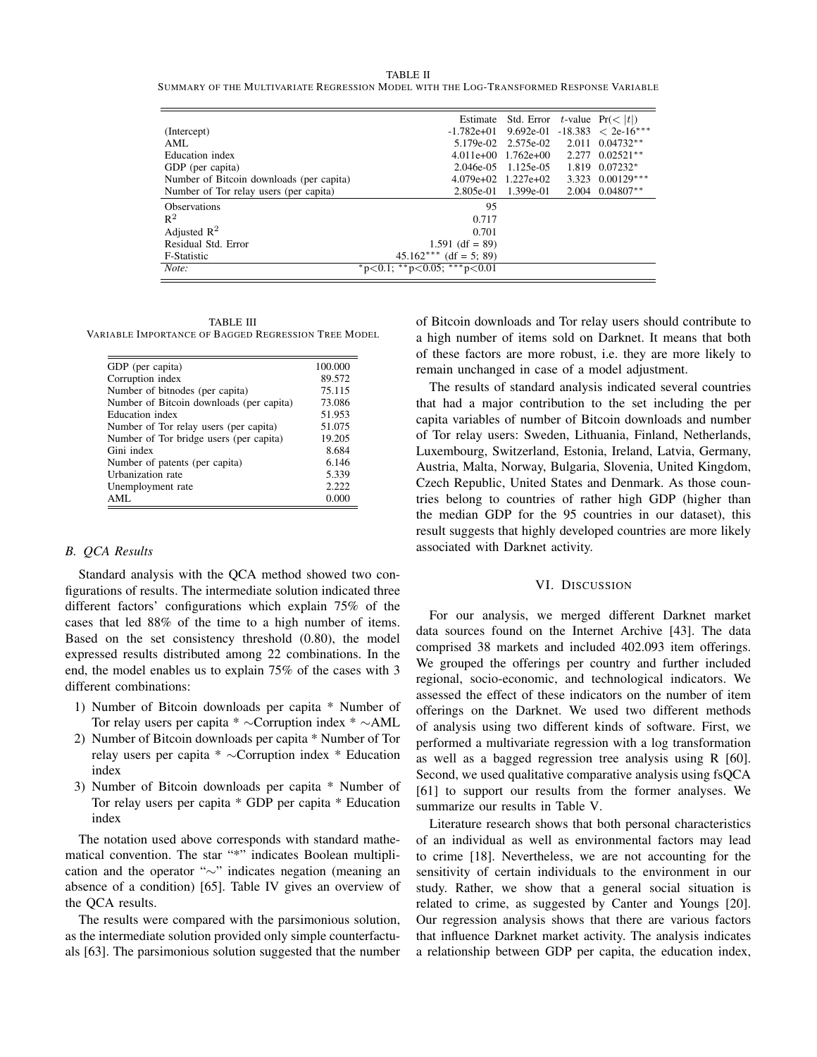TABLE II
SUMMARY OF THE MULTIVARIATE REGRESSION MODEL WITH THE LOG-TRANSFORMED RESPONSE VARIABLE

| | Estimate | Std. Error | $t$-value | $\Pr(<\|t\|)$ |
|---|---|---|---|---|
| (Intercept) | -1.782e+01 | 9.692e-01 | -18.383 | < 2e-16*** |
| AML | 5.179e-02 | 2.575e-02 | 2.011 | 0.04732** |
| Education index | 4.011e+00 | 1.762e+00 | 2.277 | 0.02521** |
| GDP (per capita) | 2.046e-05 | 1.125e-05 | 1.819 | 0.07232* |
| Number of Bitcoin downloads (per capita) | 4.079e+02 | 1.227e+02 | 3.323 | 0.00129*** |
| Number of Tor relay users (per capita) | 2.805e-01 | 1.399e-01 | 2.004 | 0.04807** |
| Observations | 95 | | | |
| $R^2$ | 0.717 | | | |
| Adjusted $R^2$ | 0.701 | | | |
| Residual Std. Error | 1.591 (df = 89) | | | |
| F-Statistic | 45.162*** (df = 5; 89) | | | |
| *Note:* | *p<0.1; **p<0.05; ***p<0.01 | | | |

TABLE III
VARIABLE IMPORTANCE OF BAGGED REGRESSION TREE MODEL

| Variable | Importance |
|---|---|
| GDP (per capita) | 100.000 |
| Corruption index | 89.572 |
| Number of bitnodes (per capita) | 75.115 |
| Number of Bitcoin downloads (per capita) | 73.086 |
| Education index | 51.953 |
| Number of Tor relay users (per capita) | 51.075 |
| Number of Tor bridge users (per capita) | 19.205 |
| Gini index | 8.684 |
| Number of patents (per capita) | 6.146 |
| Urbanization rate | 5.339 |
| Unemployment rate | 2.222 |
| AML | 0.000 |

### *B. QCA Results*

Standard analysis with the QCA method showed two configurations of results. The intermediate solution indicated three different factors' configurations which explain 75% of the cases that led 88% of the time to a high number of items. Based on the set consistency threshold (0.80), the model expressed results distributed among 22 combinations. In the end, the model enables us to explain 75% of the cases with 3 different combinations:

1) Number of Bitcoin downloads per capita * Number of Tor relay users per capita * ∼Corruption index * ∼AML
2) Number of Bitcoin downloads per capita * Number of Tor relay users per capita * ∼Corruption index * Education index
3) Number of Bitcoin downloads per capita * Number of Tor relay users per capita * GDP per capita * Education index

The notation used above corresponds with standard mathematical convention. The star "*" indicates Boolean multiplication and the operator "∼" indicates negation (meaning an absence of a condition) [65]. Table IV gives an overview of the QCA results.

The results were compared with the parsimonious solution, as the intermediate solution provided only simple counterfactuals [63]. The parsimonious solution suggested that the number of Bitcoin downloads and Tor relay users should contribute to a high number of items sold on Darknet. It means that both of these factors are more robust, i.e. they are more likely to remain unchanged in case of a model adjustment.

The results of standard analysis indicated several countries that had a major contribution to the set including the per capita variables of number of Bitcoin downloads and number of Tor relay users: Sweden, Lithuania, Finland, Netherlands, Luxembourg, Switzerland, Estonia, Ireland, Latvia, Germany, Austria, Malta, Norway, Bulgaria, Slovenia, United Kingdom, Czech Republic, United States and Denmark. As those countries belong to countries of rather high GDP (higher than the median GDP for the 95 countries in our dataset), this result suggests that highly developed countries are more likely associated with Darknet activity.

## VI. DISCUSSION

For our analysis, we merged different Darknet market data sources found on the Internet Archive [43]. The data comprised 38 markets and included 402.093 item offerings. We grouped the offerings per country and further included regional, socio-economic, and technological indicators. We assessed the effect of these indicators on the number of item offerings on the Darknet. We used two different methods of analysis using two different kinds of software. First, we performed a multivariate regression with a log transformation as well as a bagged regression tree analysis using R [60]. Second, we used qualitative comparative analysis using fsQCA [61] to support our results from the former analyses. We summarize our results in Table V.

Literature research shows that both personal characteristics of an individual as well as environmental factors may lead to crime [18]. Nevertheless, we are not accounting for the sensitivity of certain individuals to the environment in our study. Rather, we show that a general social situation is related to crime, as suggested by Canter and Youngs [20]. Our regression analysis shows that there are various factors that influence Darknet market activity. The analysis indicates a relationship between GDP per capita, the education index,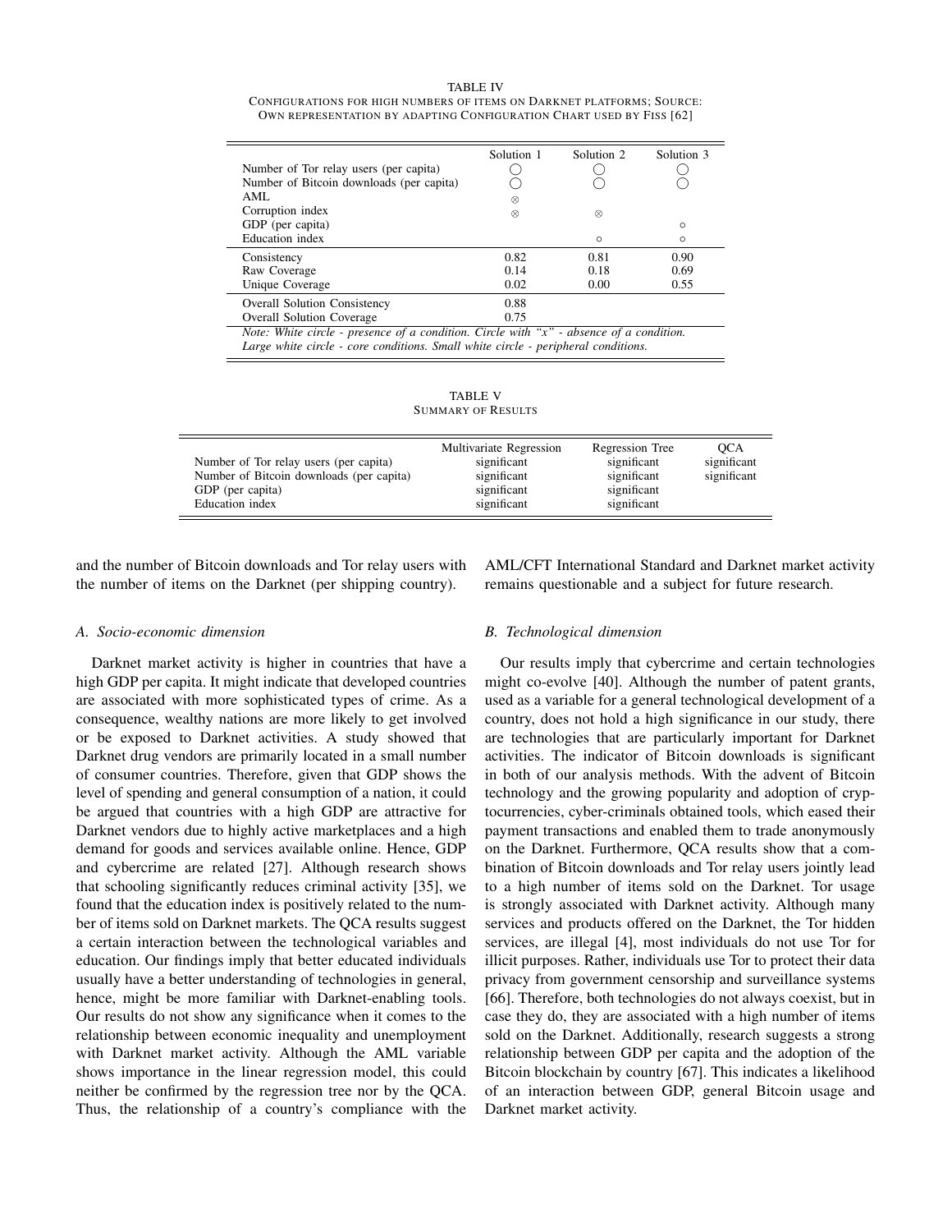TABLE IV
CONFIGURATIONS FOR HIGH NUMBERS OF ITEMS ON DARKNET PLATFORMS; SOURCE: OWN REPRESENTATION BY ADAPTING CONFIGURATION CHART USED BY FISS [62]

| | Solution 1 | Solution 2 | Solution 3 |
|---|---|---|---|
| Number of Tor relay users (per capita) | ◯ | ◯ | ◯ |
| Number of Bitcoin downloads (per capita) | ◯ | ◯ | ◯ |
| AML | ⊗ | | |
| Corruption index | ⊗ | ⊗ | |
| GDP (per capita) | | | ○ |
| Education index | | ○ | ○ |
| Consistency | 0.82 | 0.81 | 0.90 |
| Raw Coverage | 0.14 | 0.18 | 0.69 |
| Unique Coverage | 0.02 | 0.00 | 0.55 |
| Overall Solution Consistency | 0.88 | | |
| Overall Solution Coverage | 0.75 | | |

*Note: White circle - presence of a condition. Circle with "x" - absence of a condition. Large white circle - core conditions. Small white circle - peripheral conditions.*

TABLE V
SUMMARY OF RESULTS

| | Multivariate Regression | Regression Tree | QCA |
|---|---|---|---|
| Number of Tor relay users (per capita) | significant | significant | significant |
| Number of Bitcoin downloads (per capita) | significant | significant | significant |
| GDP (per capita) | significant | significant | |
| Education index | significant | significant | |

and the number of Bitcoin downloads and Tor relay users with the number of items on the Darknet (per shipping country).

### A. Socio-economic dimension

Darknet market activity is higher in countries that have a high GDP per capita. It might indicate that developed countries are associated with more sophisticated types of crime. As a consequence, wealthy nations are more likely to get involved or be exposed to Darknet activities. A study showed that Darknet drug vendors are primarily located in a small number of consumer countries. Therefore, given that GDP shows the level of spending and general consumption of a nation, it could be argued that countries with a high GDP are attractive for Darknet vendors due to highly active marketplaces and a high demand for goods and services available online. Hence, GDP and cybercrime are related [27]. Although research shows that schooling significantly reduces criminal activity [35], we found that the education index is positively related to the number of items sold on Darknet markets. The QCA results suggest a certain interaction between the technological variables and education. Our findings imply that better educated individuals usually have a better understanding of technologies in general, hence, might be more familiar with Darknet-enabling tools. Our results do not show any significance when it comes to the relationship between economic inequality and unemployment with Darknet market activity. Although the AML variable shows importance in the linear regression model, this could neither be confirmed by the regression tree nor by the QCA. Thus, the relationship of a country's compliance with the AML/CFT International Standard and Darknet market activity remains questionable and a subject for future research.

### B. Technological dimension

Our results imply that cybercrime and certain technologies might co-evolve [40]. Although the number of patent grants, used as a variable for a general technological development of a country, does not hold a high significance in our study, there are technologies that are particularly important for Darknet activities. The indicator of Bitcoin downloads is significant in both of our analysis methods. With the advent of Bitcoin technology and the growing popularity and adoption of cryptocurrencies, cyber-criminals obtained tools, which eased their payment transactions and enabled them to trade anonymously on the Darknet. Furthermore, QCA results show that a combination of Bitcoin downloads and Tor relay users jointly lead to a high number of items sold on the Darknet. Tor usage is strongly associated with Darknet activity. Although many services and products offered on the Darknet, the Tor hidden services, are illegal [4], most individuals do not use Tor for illicit purposes. Rather, individuals use Tor to protect their data privacy from government censorship and surveillance systems [66]. Therefore, both technologies do not always coexist, but in case they do, they are associated with a high number of items sold on the Darknet. Additionally, research suggests a strong relationship between GDP per capita and the adoption of the Bitcoin blockchain by country [67]. This indicates a likelihood of an interaction between GDP, general Bitcoin usage and Darknet market activity.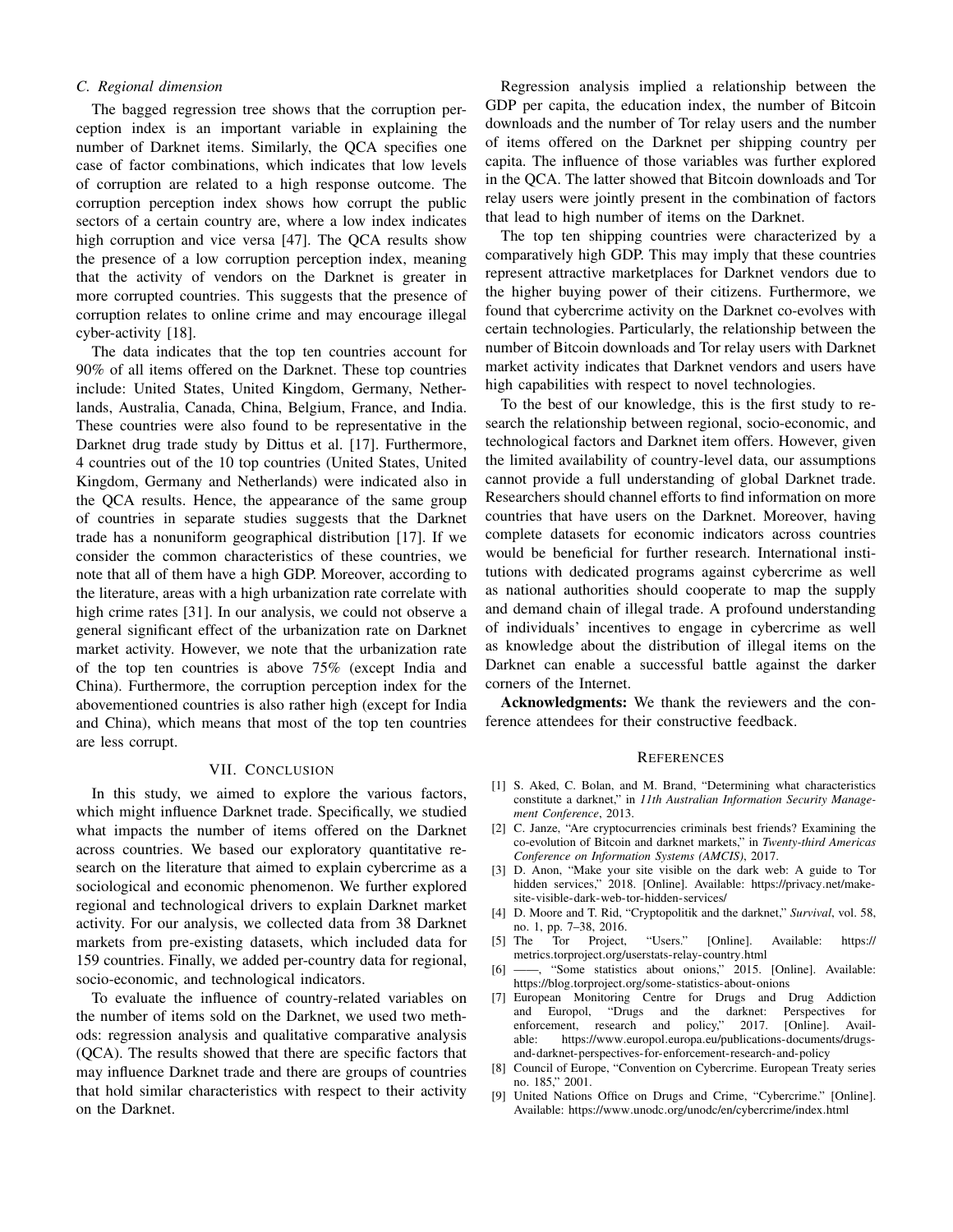### C. Regional dimension

The bagged regression tree shows that the corruption perception index is an important variable in explaining the number of Darknet items. Similarly, the QCA specifies one case of factor combinations, which indicates that low levels of corruption are related to a high response outcome. The corruption perception index shows how corrupt the public sectors of a certain country are, where a low index indicates high corruption and vice versa [47]. The QCA results show the presence of a low corruption perception index, meaning that the activity of vendors on the Darknet is greater in more corrupted countries. This suggests that the presence of corruption relates to online crime and may encourage illegal cyber-activity [18].

The data indicates that the top ten countries account for 90% of all items offered on the Darknet. These top countries include: United States, United Kingdom, Germany, Netherlands, Australia, Canada, China, Belgium, France, and India. These countries were also found to be representative in the Darknet drug trade study by Dittus et al. [17]. Furthermore, 4 countries out of the 10 top countries (United States, United Kingdom, Germany and Netherlands) were indicated also in the QCA results. Hence, the appearance of the same group of countries in separate studies suggests that the Darknet trade has a nonuniform geographical distribution [17]. If we consider the common characteristics of these countries, we note that all of them have a high GDP. Moreover, according to the literature, areas with a high urbanization rate correlate with high crime rates [31]. In our analysis, we could not observe a general significant effect of the urbanization rate on Darknet market activity. However, we note that the urbanization rate of the top ten countries is above 75% (except India and China). Furthermore, the corruption perception index for the abovementioned countries is also rather high (except for India and China), which means that most of the top ten countries are less corrupt.

## VII. Conclusion

In this study, we aimed to explore the various factors, which might influence Darknet trade. Specifically, we studied what impacts the number of items offered on the Darknet across countries. We based our exploratory quantitative research on the literature that aimed to explain cybercrime as a sociological and economic phenomenon. We further explored regional and technological drivers to explain Darknet market activity. For our analysis, we collected data from 38 Darknet markets from pre-existing datasets, which included data for 159 countries. Finally, we added per-country data for regional, socio-economic, and technological indicators.

To evaluate the influence of country-related variables on the number of items sold on the Darknet, we used two methods: regression analysis and qualitative comparative analysis (QCA). The results showed that there are specific factors that may influence Darknet trade and there are groups of countries that hold similar characteristics with respect to their activity on the Darknet.

Regression analysis implied a relationship between the GDP per capita, the education index, the number of Bitcoin downloads and the number of Tor relay users and the number of items offered on the Darknet per shipping country per capita. The influence of those variables was further explored in the QCA. The latter showed that Bitcoin downloads and Tor relay users were jointly present in the combination of factors that lead to high number of items on the Darknet.

The top ten shipping countries were characterized by a comparatively high GDP. This may imply that these countries represent attractive marketplaces for Darknet vendors due to the higher buying power of their citizens. Furthermore, we found that cybercrime activity on the Darknet co-evolves with certain technologies. Particularly, the relationship between the number of Bitcoin downloads and Tor relay users with Darknet market activity indicates that Darknet vendors and users have high capabilities with respect to novel technologies.

To the best of our knowledge, this is the first study to research the relationship between regional, socio-economic, and technological factors and Darknet item offers. However, given the limited availability of country-level data, our assumptions cannot provide a full understanding of global Darknet trade. Researchers should channel efforts to find information on more countries that have users on the Darknet. Moreover, having complete datasets for economic indicators across countries would be beneficial for further research. International institutions with dedicated programs against cybercrime as well as national authorities should cooperate to map the supply and demand chain of illegal trade. A profound understanding of individuals' incentives to engage in cybercrime as well as knowledge about the distribution of illegal items on the Darknet can enable a successful battle against the darker corners of the Internet.

**Acknowledgments:** We thank the reviewers and the conference attendees for their constructive feedback.

## References

[1] S. Aked, C. Bolan, and M. Brand, "Determining what characteristics constitute a darknet," in *11th Australian Information Security Management Conference*, 2013.

[2] C. Janze, "Are cryptocurrencies criminals best friends? Examining the co-evolution of Bitcoin and darknet markets," in *Twenty-third Americas Conference on Information Systems (AMCIS)*, 2017.

[3] D. Anon, "Make your site visible on the dark web: A guide to Tor hidden services," 2018. [Online]. Available: https://privacy.net/make-site-visible-dark-web-tor-hidden-services/

[4] D. Moore and T. Rid, "Cryptopolitik and the darknet," *Survival*, vol. 58, no. 1, pp. 7–38, 2016.

[5] The Tor Project, "Users." [Online]. Available: https://metrics.torproject.org/userstats-relay-country.html

[6] ——, "Some statistics about onions," 2015. [Online]. Available: https://blog.torproject.org/some-statistics-about-onions

[7] European Monitoring Centre for Drugs and Drug Addiction and Europol, "Drugs and the darknet: Perspectives for enforcement, research and policy," 2017. [Online]. Available: https://www.europol.europa.eu/publications-documents/drugs-and-darknet-perspectives-for-enforcement-research-and-policy

[8] Council of Europe, "Convention on Cybercrime. European Treaty series no. 185," 2001.

[9] United Nations Office on Drugs and Crime, "Cybercrime." [Online]. Available: https://www.unodc.org/unodc/en/cybercrime/index.html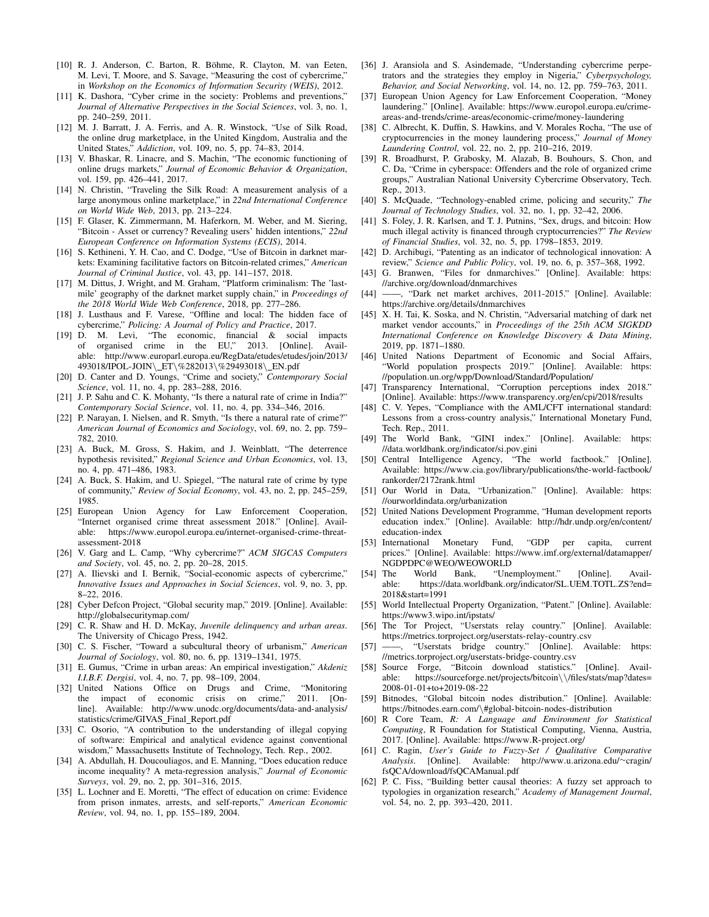[10] R. J. Anderson, C. Barton, R. Böhme, R. Clayton, M. van Eeten, M. Levi, T. Moore, and S. Savage, "Measuring the cost of cybercrime," in *Workshop on the Economics of Information Security (WEIS)*, 2012.

[11] K. Dashora, "Cyber crime in the society: Problems and preventions," *Journal of Alternative Perspectives in the Social Sciences*, vol. 3, no. 1, pp. 240–259, 2011.

[12] M. J. Barratt, J. A. Ferris, and A. R. Winstock, "Use of Silk Road, the online drug marketplace, in the United Kingdom, Australia and the United States," *Addiction*, vol. 109, no. 5, pp. 74–83, 2014.

[13] V. Bhaskar, R. Linacre, and S. Machin, "The economic functioning of online drugs markets," *Journal of Economic Behavior & Organization*, vol. 159, pp. 426–441, 2017.

[14] N. Christin, "Traveling the Silk Road: A measurement analysis of a large anonymous online marketplace," in *22nd International Conference on World Wide Web*, 2013, pp. 213–224.

[15] F. Glaser, K. Zimmermann, M. Haferkorn, M. Weber, and M. Siering, "Bitcoin - Asset or currency? Revealing users' hidden intentions," *22nd European Conference on Information Systems (ECIS)*, 2014.

[16] S. Kethineni, Y. H. Cao, and C. Dodge, "Use of Bitcoin in darknet markets: Examining facilitative factors on Bitcoin-related crimes," *American Journal of Criminal Justice*, vol. 43, pp. 141–157, 2018.

[17] M. Dittus, J. Wright, and M. Graham, "Platform criminalism: The 'last-mile' geography of the darknet market supply chain," in *Proceedings of the 2018 World Wide Web Conference*, 2018, pp. 277–286.

[18] J. Lusthaus and F. Varese, "Offline and local: The hidden face of cybercrime," *Policing: A Journal of Policy and Practice*, 2017.

[19] D. M. Levi, "The economic, financial & social impacts of organised crime in the EU," 2013. [Online]. Available: http://www.europarl.europa.eu/RegData/etudes/etudes/join/2013/493018/IPOL-JOIN\_ET\%282013\%29493018\_EN.pdf

[20] D. Canter and D. Youngs, "Crime and society," *Contemporary Social Science*, vol. 11, no. 4, pp. 283–288, 2016.

[21] J. P. Sahu and C. K. Mohanty, "Is there a natural rate of crime in India?" *Contemporary Social Science*, vol. 11, no. 4, pp. 334–346, 2016.

[22] P. Narayan, I. Nielsen, and R. Smyth, "Is there a natural rate of crime?" *American Journal of Economics and Sociology*, vol. 69, no. 2, pp. 759–782, 2010.

[23] A. Buck, M. Gross, S. Hakim, and J. Weinblatt, "The deterrence hypothesis revisited," *Regional Science and Urban Economics*, vol. 13, no. 4, pp. 471–486, 1983.

[24] A. Buck, S. Hakim, and U. Spiegel, "The natural rate of crime by type of community," *Review of Social Economy*, vol. 43, no. 2, pp. 245–259, 1985.

[25] European Union Agency for Law Enforcement Cooperation, "Internet organised crime threat assessment 2018." [Online]. Available: https://www.europol.europa.eu/internet-organised-crime-threat-assessment-2018

[26] V. Garg and L. Camp, "Why cybercrime?" *ACM SIGCAS Computers and Society*, vol. 45, no. 2, pp. 20–28, 2015.

[27] A. Ilievski and I. Bernik, "Social-economic aspects of cybercrime," *Innovative Issues and Approaches in Social Sciences*, vol. 9, no. 3, pp. 8–22, 2016.

[28] Cyber Defcon Project, "Global security map," 2019. [Online]. Available: http://globalsecuritymap.com/

[29] C. R. Shaw and H. D. McKay, *Juvenile delinquency and urban areas*. The University of Chicago Press, 1942.

[30] C. S. Fischer, "Toward a subcultural theory of urbanism," *American Journal of Sociology*, vol. 80, no. 6, pp. 1319–1341, 1975.

[31] E. Gumus, "Crime in urban areas: An empirical investigation," *Akdeniz I.I.B.F. Dergisi*, vol. 4, no. 7, pp. 98–109, 2004.

[32] United Nations Office on Drugs and Crime, "Monitoring the impact of economic crisis on crime," 2011. [Online]. Available: http://www.unodc.org/documents/data-and-analysis/statistics/crime/GIVAS_Final_Report.pdf

[33] C. Osorio, "A contribution to the understanding of illegal copying of software: Empirical and analytical evidence against conventional wisdom," Massachusetts Institute of Technology, Tech. Rep., 2002.

[34] A. Abdullah, H. Doucouliagos, and E. Manning, "Does education reduce income inequality? A meta-regression analysis," *Journal of Economic Surveys*, vol. 29, no. 2, pp. 301–316, 2015.

[35] L. Lochner and E. Moretti, "The effect of education on crime: Evidence from prison inmates, arrests, and self-reports," *American Economic Review*, vol. 94, no. 1, pp. 155–189, 2004.

[36] J. Aransiola and S. Asindemade, "Understanding cybercrime perpetrators and the strategies they employ in Nigeria," *Cyberpsychology, Behavior, and Social Networking*, vol. 14, no. 12, pp. 759–763, 2011.

[37] European Union Agency for Law Enforcement Cooperation, "Money laundering." [Online]. Available: https://www.europol.europa.eu/crime-areas-and-trends/crime-areas/economic-crime/money-laundering

[38] C. Albrecht, K. Duffin, S. Hawkins, and V. Morales Rocha, "The use of cryptocurrencies in the money laundering process," *Journal of Money Laundering Control*, vol. 22, no. 2, pp. 210–216, 2019.

[39] R. Broadhurst, P. Grabosky, M. Alazab, B. Bouhours, S. Chon, and C. Da, "Crime in cyberspace: Offenders and the role of organized crime groups," Australian National University Cybercrime Observatory, Tech. Rep., 2013.

[40] S. McQuade, "Technology-enabled crime, policing and security," *The Journal of Technology Studies*, vol. 32, no. 1, pp. 32–42, 2006.

[41] S. Foley, J. R. Karlsen, and T. J. Putnins, "Sex, drugs, and bitcoin: How much illegal activity is financed through cryptocurrencies?" *The Review of Financial Studies*, vol. 32, no. 5, pp. 1798–1853, 2019.

[42] D. Archibugi, "Patenting as an indicator of technological innovation: A review," *Science and Public Policy*, vol. 19, no. 6, p. 357–368, 1992.

[43] G. Branwen, "Files for dnmarchives." [Online]. Available: https://archive.org/download/dnmarchives

[44] ——, "Dark net market archives, 2011-2015." [Online]. Available: https://archive.org/details/dnmarchives

[45] X. H. Tai, K. Soska, and N. Christin, "Adversarial matching of dark net market vendor accounts," in *Proceedings of the 25th ACM SIGKDD International Conference on Knowledge Discovery & Data Mining*, 2019, pp. 1871–1880.

[46] United Nations Department of Economic and Social Affairs, "World population prospects 2019." [Online]. Available: https://population.un.org/wpp/Download/Standard/Population/

[47] Transparency International, "Corruption perceptions index 2018." [Online]. Available: https://www.transparency.org/en/cpi/2018/results

[48] C. V. Yepes, "Compliance with the AML/CFT international standard: Lessons from a cross-country analysis," International Monetary Fund, Tech. Rep., 2011.

[49] The World Bank, "GINI index." [Online]. Available: https://data.worldbank.org/indicator/si.pov.gini

[50] Central Intelligence Agency, "The world factbook." [Online]. Available: https://www.cia.gov/library/publications/the-world-factbook/rankorder/2172rank.html

[51] Our World in Data, "Urbanization." [Online]. Available: https://ourworldindata.org/urbanization

[52] United Nations Development Programme, "Human development reports education index." [Online]. Available: http://hdr.undp.org/en/content/education-index

[53] International Monetary Fund, "GDP per capita, current prices." [Online]. Available: https://www.imf.org/external/datamapper/NGDPDPC@WEO/WEOWORLD

[54] The World Bank, "Unemployment." [Online]. Available: https://data.worldbank.org/indicator/SL.UEM.TOTL.ZS?end=2018&start=1991

[55] World Intellectual Property Organization, "Patent." [Online]. Available: https://www3.wipo.int/ipstats/

[56] The Tor Project, "Userstats relay country." [Online]. Available: https://metrics.torproject.org/userstats-relay-country.csv

[57] ——, "Userstats bridge country." [Online]. Available: https://metrics.torproject.org/userstats-bridge-country.csv

[58] Source Forge, "Bitcoin download statistics." [Online]. Available: https://sourceforge.net/projects/bitcoin\/files/stats/map?dates=2008-01-01+to+2019-08-22

[59] Bitnodes, "Global bitcoin nodes distribution." [Online]. Available: https://bitnodes.earn.com/\#global-bitcoin-nodes-distribution

[60] R Core Team, *R: A Language and Environment for Statistical Computing*, R Foundation for Statistical Computing, Vienna, Austria, 2017. [Online]. Available: https://www.R-project.org/

[61] C. Ragin, *User's Guide to Fuzzy-Set / Qualitative Comparative Analysis*. [Online]. Available: http://www.u.arizona.edu/~cragin/fsQCA/download/fsQCAManual.pdf

[62] P. C. Fiss, "Building better causal theories: A fuzzy set approach to typologies in organization research," *Academy of Management Journal*, vol. 54, no. 2, pp. 393–420, 2011.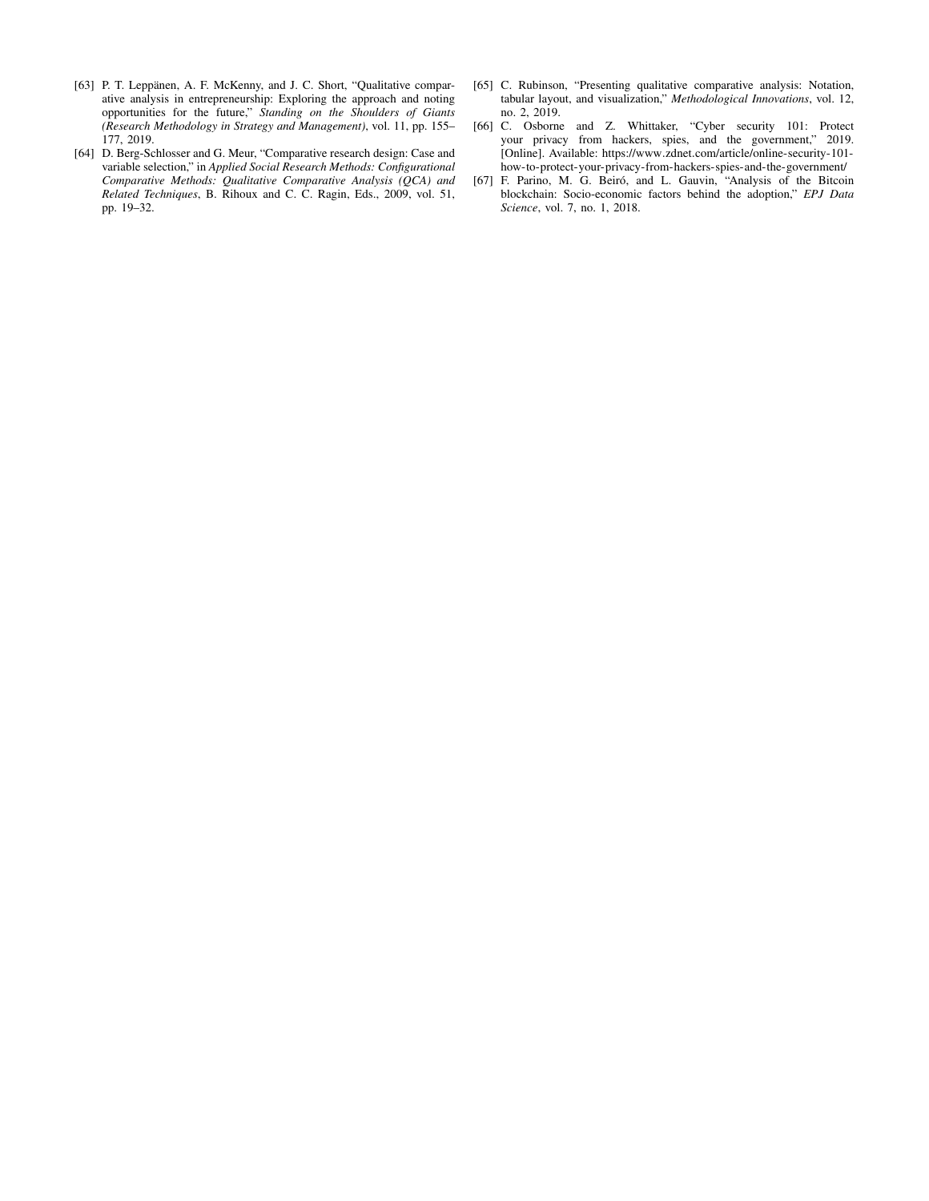[63] P. T. Leppänen, A. F. McKenny, and J. C. Short, "Qualitative comparative analysis in entrepreneurship: Exploring the approach and noting opportunities for the future," *Standing on the Shoulders of Giants (Research Methodology in Strategy and Management)*, vol. 11, pp. 155–177, 2019.

[64] D. Berg-Schlosser and G. Meur, "Comparative research design: Case and variable selection," in *Applied Social Research Methods: Configurational Comparative Methods: Qualitative Comparative Analysis (QCA) and Related Techniques*, B. Rihoux and C. C. Ragin, Eds., 2009, vol. 51, pp. 19–32.

[65] C. Rubinson, "Presenting qualitative comparative analysis: Notation, tabular layout, and visualization," *Methodological Innovations*, vol. 12, no. 2, 2019.

[66] C. Osborne and Z. Whittaker, "Cyber security 101: Protect your privacy from hackers, spies, and the government," 2019. [Online]. Available: https://www.zdnet.com/article/online-security-101-how-to-protect-your-privacy-from-hackers-spies-and-the-government/

[67] F. Parino, M. G. Beiró, and L. Gauvin, "Analysis of the Bitcoin blockchain: Socio-economic factors behind the adoption," *EPJ Data Science*, vol. 7, no. 1, 2018.